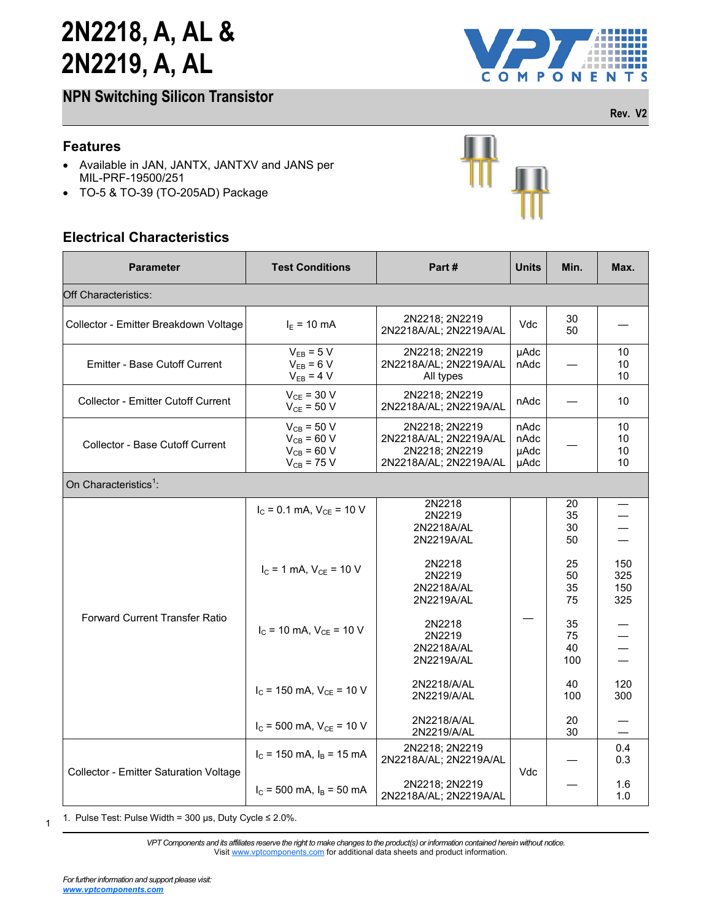# 2N2218, A, AL & 2N2219, A, AL

## NPN Switching Silicon Transistor

Rev. V2

### Features

- Available in JAN, JANTX, JANTXV and JANS per MIL-PRF-19500/251
- TO-5 & TO-39 (TO-205AD) Package

### Electrical Characteristics

| Parameter | Test Conditions | Part # | Units | Min. | Max. |
|---|---|---|---|---|---|
| Off Characteristics: | | | | | |
| Collector - Emitter Breakdown Voltage | $I_E$ = 10 mA | 2N2218; 2N2219<br>2N2218A/AL; 2N2219A/AL | Vdc | 30<br>50 | — |
| Emitter - Base Cutoff Current | $V_{EB}$ = 5 V<br>$V_{EB}$ = 6 V<br>$V_{EB}$ = 4 V | 2N2218; 2N2219<br>2N2218A/AL; 2N2219A/AL<br>All types | µAdc<br>nAdc | — | 10<br>10<br>10 |
| Collector - Emitter Cutoff Current | $V_{CE}$ = 30 V<br>$V_{CE}$ = 50 V | 2N2218; 2N2219<br>2N2218A/AL; 2N2219A/AL | nAdc | — | 10 |
| Collector - Base Cutoff Current | $V_{CB}$ = 50 V<br>$V_{CB}$ = 60 V<br>$V_{CB}$ = 60 V<br>$V_{CB}$ = 75 V | 2N2218; 2N2219<br>2N2218A/AL; 2N2219A/AL<br>2N2218; 2N2219<br>2N2218A/AL; 2N2219A/AL | nAdc<br>nAdc<br>µAdc<br>µAdc | — | 10<br>10<br>10<br>10 |
| On Characteristics[1]: | | | | | |
| Forward Current Transfer Ratio | $I_C$ = 0.1 mA, $V_{CE}$ = 10 V | 2N2218<br>2N2219<br>2N2218A/AL<br>2N2219A/AL | — | 20<br>35<br>30<br>50 | —<br>—<br>—<br>— |
| | $I_C$ = 1 mA, $V_{CE}$ = 10 V | 2N2218<br>2N2219<br>2N2218A/AL<br>2N2219A/AL | | 25<br>50<br>35<br>75 | 150<br>325<br>150<br>325 |
| | $I_C$ = 10 mA, $V_{CE}$ = 10 V | 2N2218<br>2N2219<br>2N2218A/AL<br>2N2219A/AL | | 35<br>75<br>40<br>100 | —<br>—<br>—<br>— |
| | $I_C$ = 150 mA, $V_{CE}$ = 10 V | 2N2218/A/AL<br>2N2219/A/AL | | 40<br>100 | 120<br>300 |
| | $I_C$ = 500 mA, $V_{CE}$ = 10 V | 2N2218/A/AL<br>2N2219/A/AL | | 20<br>30 | —<br>— |
| Collector - Emitter Saturation Voltage | $I_C$ = 150 mA, $I_B$ = 15 mA | 2N2218; 2N2219<br>2N2218A/AL; 2N2219A/AL | Vdc | — | 0.4<br>0.3 |
| | $I_C$ = 500 mA, $I_B$ = 50 mA | 2N2218; 2N2219<br>2N2218A/AL; 2N2219A/AL | | — | 1.6<br>1.0 |

1. Pulse Test: Pulse Width = 300 µs, Duty Cycle ≤ 2.0%.

*VPT Components and its affiliates reserve the right to make changes to the product(s) or information contained herein without notice.*
Visit www.vptcomponents.com for additional data sheets and product information.

*For further information and support please visit:*
**www.vptcomponents.com**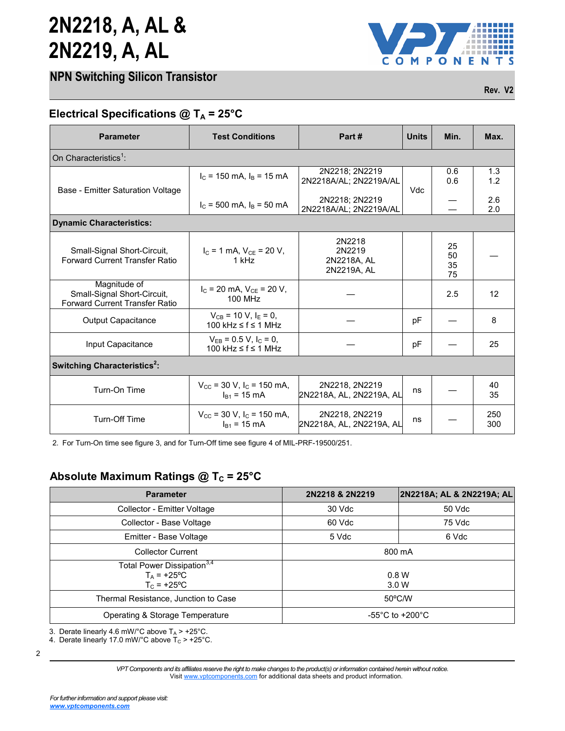# 2N2218, A, AL & 2N2219, A, AL

## NPN Switching Silicon Transistor

Rev. V2

### Electrical Specifications @ $T_A$ = 25°C

| Parameter | Test Conditions | Part # | Units | Min. | Max. |
|---|---|---|---|---|---|
| On Characteristics[1]: | | | | | |
| Base - Emitter Saturation Voltage | $I_C$ = 150 mA, $I_B$ = 15 mA | 2N2218; 2N2219<br>2N2218A/AL; 2N2219A/AL | Vdc | 0.6<br>0.6 | 1.3<br>1.2 |
| | $I_C$ = 500 mA, $I_B$ = 50 mA | 2N2218; 2N2219<br>2N2218A/AL; 2N2219A/AL | Vdc | —<br>— | 2.6<br>2.0 |
| **Dynamic Characteristics:** | | | | | |
| Small-Signal Short-Circuit, Forward Current Transfer Ratio | $I_C$ = 1 mA, $V_{CE}$ = 20 V, 1 kHz | 2N2218<br>2N2219<br>2N2218A, AL<br>2N2219A, AL | | 25<br>50<br>35<br>75 | — |
| Magnitude of Small-Signal Short-Circuit, Forward Current Transfer Ratio | $I_C$ = 20 mA, $V_{CE}$ = 20 V, 100 MHz | — | | 2.5 | 12 |
| Output Capacitance | $V_{CB}$ = 10 V, $I_E$ = 0, 100 kHz ≤ f ≤ 1 MHz | — | pF | — | 8 |
| Input Capacitance | $V_{EB}$ = 0.5 V, $I_C$ = 0, 100 kHz ≤ f ≤ 1 MHz | — | pF | — | 25 |
| **Switching Characteristics[2]:** | | | | | |
| Turn-On Time | $V_{CC}$ = 30 V, $I_C$ = 150 mA, $I_{B1}$ = 15 mA | 2N2218, 2N2219<br>2N2218A, AL, 2N2219A, AL | ns | — | 40<br>35 |
| Turn-Off Time | $V_{CC}$ = 30 V, $I_C$ = 150 mA, $I_{B1}$ = 15 mA | 2N2218, 2N2219<br>2N2218A, AL, 2N2219A, AL | ns | — | 250<br>300 |

2. For Turn-On time see figure 3, and for Turn-Off time see figure 4 of MIL-PRF-19500/251.

### Absolute Maximum Ratings @ $T_C$ = 25°C

| Parameter | 2N2218 & 2N2219 | 2N2218A; AL & 2N2219A; AL |
|---|---|---|
| Collector - Emitter Voltage | 30 Vdc | 50 Vdc |
| Collector - Base Voltage | 60 Vdc | 75 Vdc |
| Emitter - Base Voltage | 5 Vdc | 6 Vdc |
| Collector Current | 800 mA | |
| Total Power Dissipation[3,4]<br>$T_A$ = +25ºC<br>$T_C$ = +25ºC | 0.8 W<br>3.0 W | |
| Thermal Resistance, Junction to Case | 50ºC/W | |
| Operating & Storage Temperature | -55°C to +200°C | |

3. Derate linearly 4.6 mW/°C above $T_A$ > +25°C.
4. Derate linearly 17.0 mW/°C above $T_C$ > +25°C.

*VPT Components and its affiliates reserve the right to make changes to the product(s) or information contained herein without notice.*
Visit www.vptcomponents.com for additional data sheets and product information.

*For further information and support please visit:*
**www.vptcomponents.com**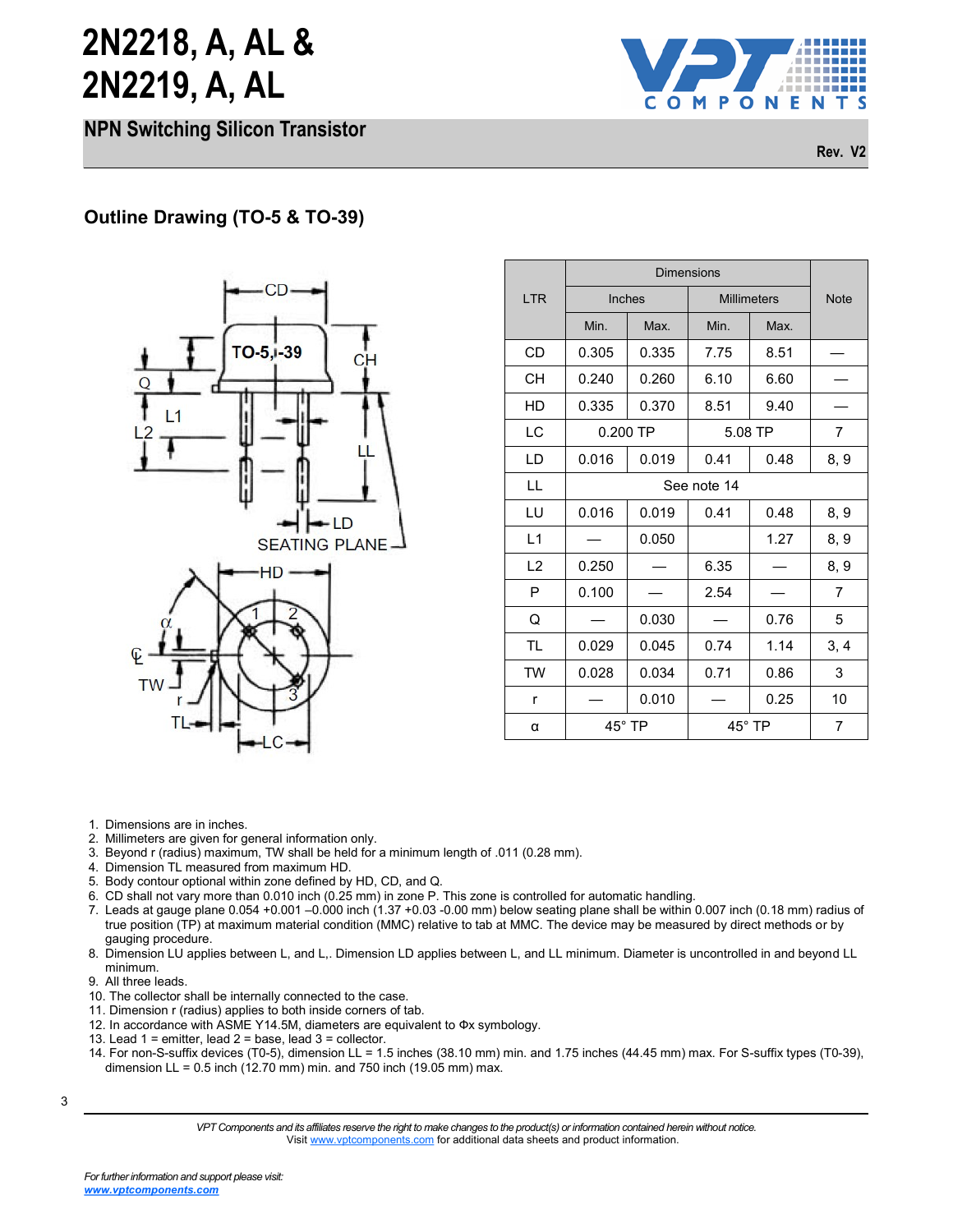# 2N2218, A, AL & 2N2219, A, AL

## NPN Switching Silicon Transistor

Rev. V2

### Outline Drawing (TO-5 & TO-39)

| LTR | Dimensions | | | | Note |
|---|---|---|---|---|---|
| | Inches | | Millimeters | | |
| | Min. | Max. | Min. | Max. | |
| CD | 0.305 | 0.335 | 7.75 | 8.51 | — |
| CH | 0.240 | 0.260 | 6.10 | 6.60 | — |
| HD | 0.335 | 0.370 | 8.51 | 9.40 | — |
| LC | 0.200 TP | | 5.08 TP | | 7 |
| LD | 0.016 | 0.019 | 0.41 | 0.48 | 8, 9 |
| LL | See note 14 | | | | |
| LU | 0.016 | 0.019 | 0.41 | 0.48 | 8, 9 |
| L1 | — | 0.050 | | 1.27 | 8, 9 |
| L2 | 0.250 | — | 6.35 | — | 8, 9 |
| P | 0.100 | — | 2.54 | — | 7 |
| Q | — | 0.030 | — | 0.76 | 5 |
| TL | 0.029 | 0.045 | 0.74 | 1.14 | 3, 4 |
| TW | 0.028 | 0.034 | 0.71 | 0.86 | 3 |
| r | — | 0.010 | — | 0.25 | 10 |
| α | 45° TP | | 45° TP | | 7 |

1. Dimensions are in inches.
2. Millimeters are given for general information only.
3. Beyond r (radius) maximum, TW shall be held for a minimum length of .011 (0.28 mm).
4. Dimension TL measured from maximum HD.
5. Body contour optional within zone defined by HD, CD, and Q.
6. CD shall not vary more than 0.010 inch (0.25 mm) in zone P. This zone is controlled for automatic handling.
7. Leads at gauge plane 0.054 +0.001 –0.000 inch (1.37 +0.03 -0.00 mm) below seating plane shall be within 0.007 inch (0.18 mm) radius of true position (TP) at maximum material condition (MMC) relative to tab at MMC. The device may be measured by direct methods or by gauging procedure.
8. Dimension LU applies between L, and L,. Dimension LD applies between L, and LL minimum. Diameter is uncontrolled in and beyond LL minimum.
9. All three leads.
10. The collector shall be internally connected to the case.
11. Dimension r (radius) applies to both inside corners of tab.
12. In accordance with ASME Y14.5M, diameters are equivalent to Φx symbology.
13. Lead 1 = emitter, lead 2 = base, lead 3 = collector.
14. For non-S-suffix devices (T0-5), dimension LL = 1.5 inches (38.10 mm) min. and 1.75 inches (44.45 mm) max. For S-suffix types (T0-39), dimension LL = 0.5 inch (12.70 mm) min. and 750 inch (19.05 mm) max.

*VPT Components and its affiliates reserve the right to make changes to the product(s) or information contained herein without notice.*
Visit www.vptcomponents.com for additional data sheets and product information.

*For further information and support please visit:*
***www.vptcomponents.com***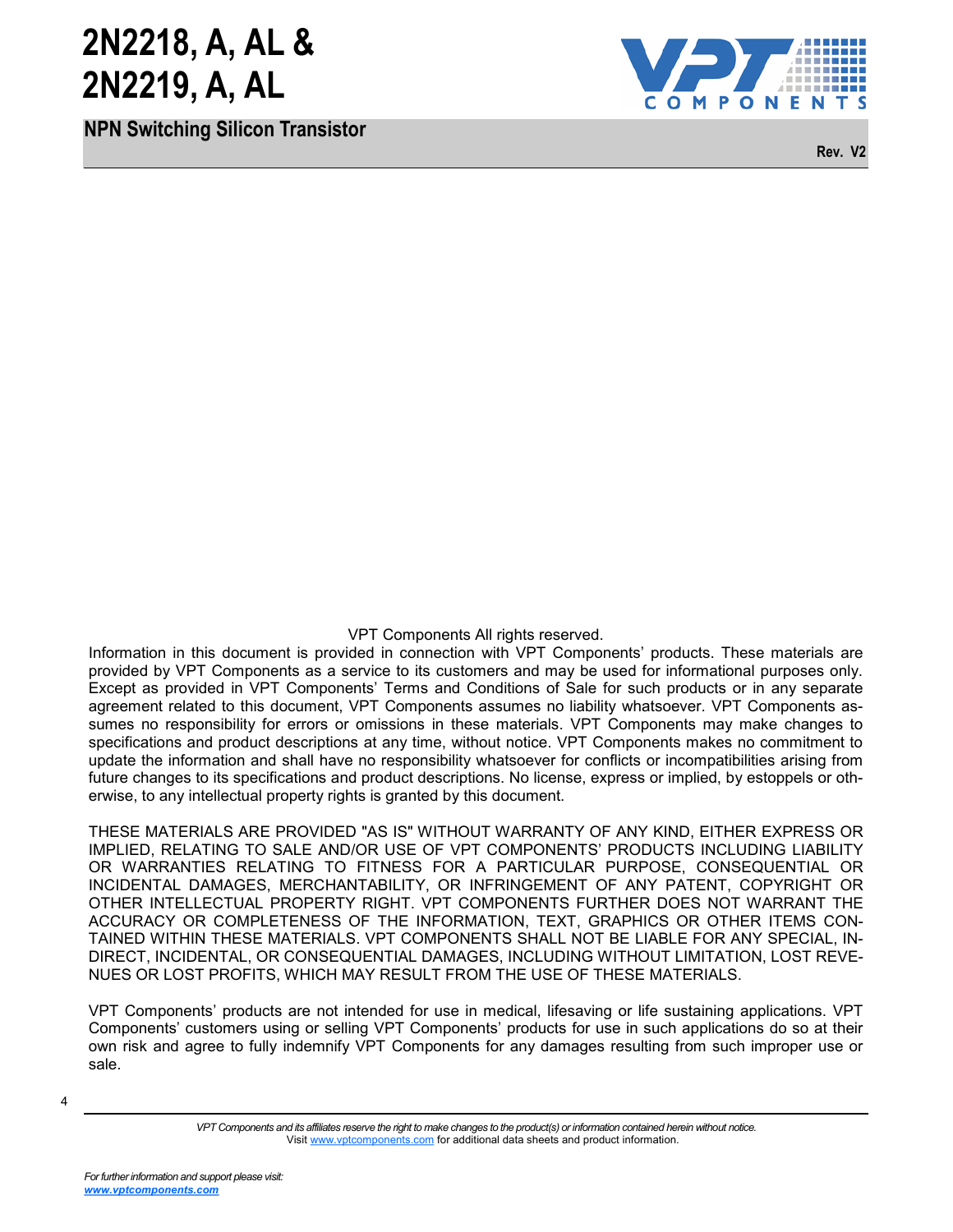VPT Components All rights reserved.

Information in this document is provided in connection with VPT Components' products. These materials are provided by VPT Components as a service to its customers and may be used for informational purposes only. Except as provided in VPT Components' Terms and Conditions of Sale for such products or in any separate agreement related to this document, VPT Components assumes no liability whatsoever. VPT Components assumes no responsibility for errors or omissions in these materials. VPT Components may make changes to specifications and product descriptions at any time, without notice. VPT Components makes no commitment to update the information and shall have no responsibility whatsoever for conflicts or incompatibilities arising from future changes to its specifications and product descriptions. No license, express or implied, by estoppels or otherwise, to any intellectual property rights is granted by this document.

THESE MATERIALS ARE PROVIDED "AS IS" WITHOUT WARRANTY OF ANY KIND, EITHER EXPRESS OR IMPLIED, RELATING TO SALE AND/OR USE OF VPT COMPONENTS' PRODUCTS INCLUDING LIABILITY OR WARRANTIES RELATING TO FITNESS FOR A PARTICULAR PURPOSE, CONSEQUENTIAL OR INCIDENTAL DAMAGES, MERCHANTABILITY, OR INFRINGEMENT OF ANY PATENT, COPYRIGHT OR OTHER INTELLECTUAL PROPERTY RIGHT. VPT COMPONENTS FURTHER DOES NOT WARRANT THE ACCURACY OR COMPLETENESS OF THE INFORMATION, TEXT, GRAPHICS OR OTHER ITEMS CONTAINED WITHIN THESE MATERIALS. VPT COMPONENTS SHALL NOT BE LIABLE FOR ANY SPECIAL, INDIRECT, INCIDENTAL, OR CONSEQUENTIAL DAMAGES, INCLUDING WITHOUT LIMITATION, LOST REVENUES OR LOST PROFITS, WHICH MAY RESULT FROM THE USE OF THESE MATERIALS.

VPT Components' products are not intended for use in medical, lifesaving or life sustaining applications. VPT Components' customers using or selling VPT Components' products for use in such applications do so at their own risk and agree to fully indemnify VPT Components for any damages resulting from such improper use or sale.